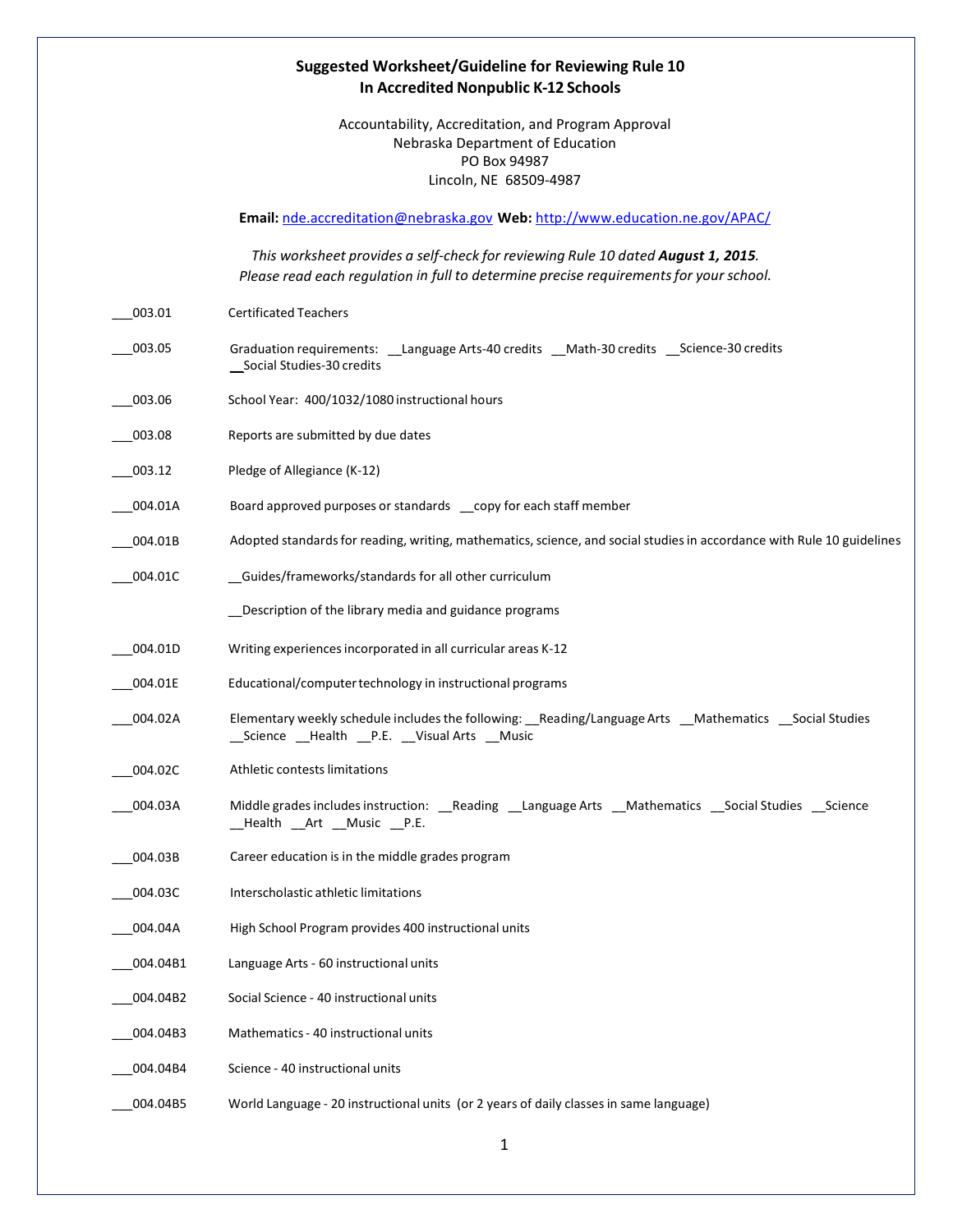**Suggested Worksheet/Guideline for Reviewing Rule 10**
**In Accredited Nonpublic K-12 Schools**

Accountability, Accreditation, and Program Approval
Nebraska Department of Education
PO Box 94987
Lincoln, NE 68509-4987

**Email:** nde.accreditation@nebraska.gov **Web:** http://www.education.ne.gov/APAC/

*This worksheet provides a self-check for reviewing Rule 10 dated **August 1, 2015**.*
*Please read each regulation in full to determine precise requirements for your school.*

___003.01 Certificated Teachers

___003.05 Graduation requirements: __Language Arts-40 credits __Math-30 credits __Science-30 credits __Social Studies-30 credits

___003.06 School Year: 400/1032/1080 instructional hours

___003.08 Reports are submitted by due dates

___003.12 Pledge of Allegiance (K-12)

___004.01A Board approved purposes or standards __copy for each staff member

___004.01B Adopted standards for reading, writing, mathematics, science, and social studies in accordance with Rule 10 guidelines

___004.01C __Guides/frameworks/standards for all other curriculum

__Description of the library media and guidance programs

___004.01D Writing experiences incorporated in all curricular areas K-12

___004.01E Educational/computer technology in instructional programs

___004.02A Elementary weekly schedule includes the following: __Reading/Language Arts __Mathematics __Social Studies __Science __Health __P.E. __Visual Arts __Music

___004.02C Athletic contests limitations

___004.03A Middle grades includes instruction: __Reading __Language Arts __Mathematics __Social Studies __Science __Health __Art __Music __P.E.

___004.03B Career education is in the middle grades program

___004.03C Interscholastic athletic limitations

___004.04A High School Program provides 400 instructional units

___004.04B1 Language Arts - 60 instructional units

___004.04B2 Social Science - 40 instructional units

___004.04B3 Mathematics - 40 instructional units

___004.04B4 Science - 40 instructional units

___004.04B5 World Language - 20 instructional units (or 2 years of daily classes in same language)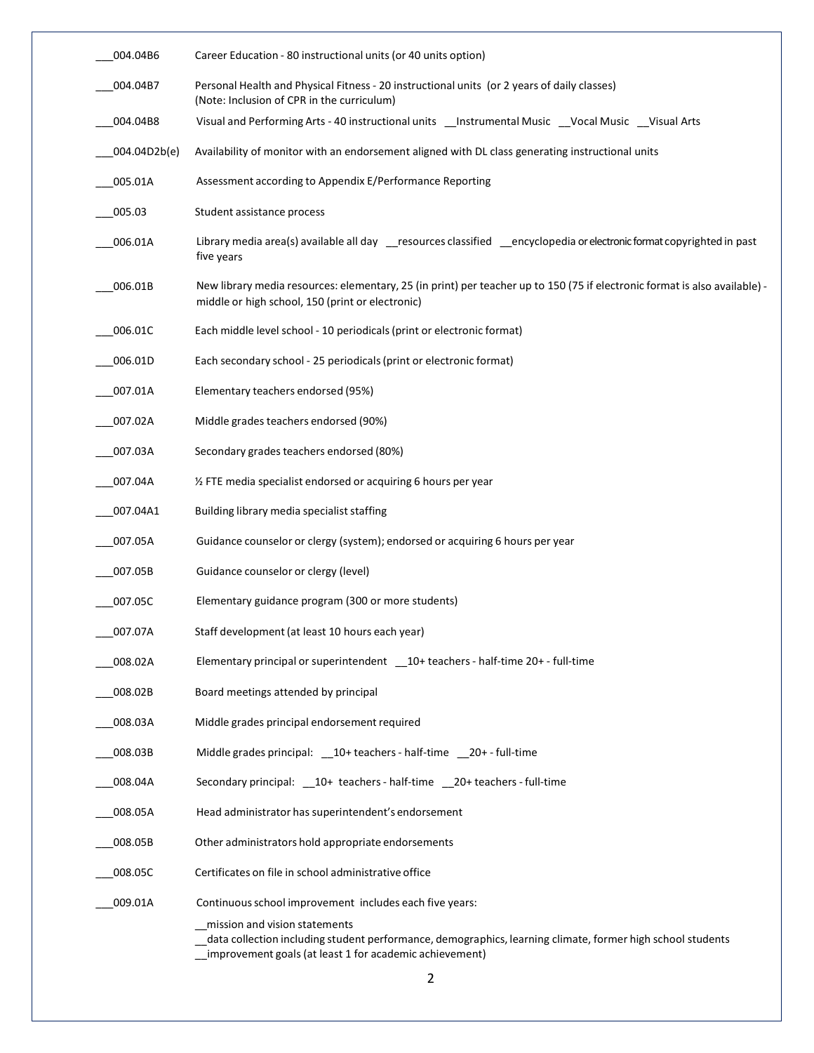___004.04B6 Career Education - 80 instructional units (or 40 units option)

___004.04B7 Personal Health and Physical Fitness - 20 instructional units (or 2 years of daily classes) (Note: Inclusion of CPR in the curriculum)

___004.04B8 Visual and Performing Arts - 40 instructional units __Instrumental Music __Vocal Music __Visual Arts

___004.04D2b(e) Availability of monitor with an endorsement aligned with DL class generating instructional units

___005.01A Assessment according to Appendix E/Performance Reporting

___005.03 Student assistance process

___006.01A Library media area(s) available all day __resources classified __encyclopedia or electronic format copyrighted in past five years

___006.01B New library media resources: elementary, 25 (in print) per teacher up to 150 (75 if electronic format is also available) - middle or high school, 150 (print or electronic)

___006.01C Each middle level school - 10 periodicals (print or electronic format)

___006.01D Each secondary school - 25 periodicals (print or electronic format)

___007.01A Elementary teachers endorsed (95%)

___007.02A Middle grades teachers endorsed (90%)

___007.03A Secondary grades teachers endorsed (80%)

___007.04A ½ FTE media specialist endorsed or acquiring 6 hours per year

___007.04A1 Building library media specialist staffing

___007.05A Guidance counselor or clergy (system); endorsed or acquiring 6 hours per year

___007.05B Guidance counselor or clergy (level)

___007.05C Elementary guidance program (300 or more students)

___007.07A Staff development (at least 10 hours each year)

___008.02A Elementary principal or superintendent __10+ teachers - half-time 20+ - full-time

___008.02B Board meetings attended by principal

___008.03A Middle grades principal endorsement required

___008.03B Middle grades principal: __10+ teachers - half-time __20+ - full-time

___008.04A Secondary principal: __10+ teachers - half-time __20+ teachers - full-time

___008.05A Head administrator has superintendent's endorsement

___008.05B Other administrators hold appropriate endorsements

___008.05C Certificates on file in school administrative office

___009.01A Continuous school improvement includes each five years:

__mission and vision statements
__data collection including student performance, demographics, learning climate, former high school students
__improvement goals (at least 1 for academic achievement)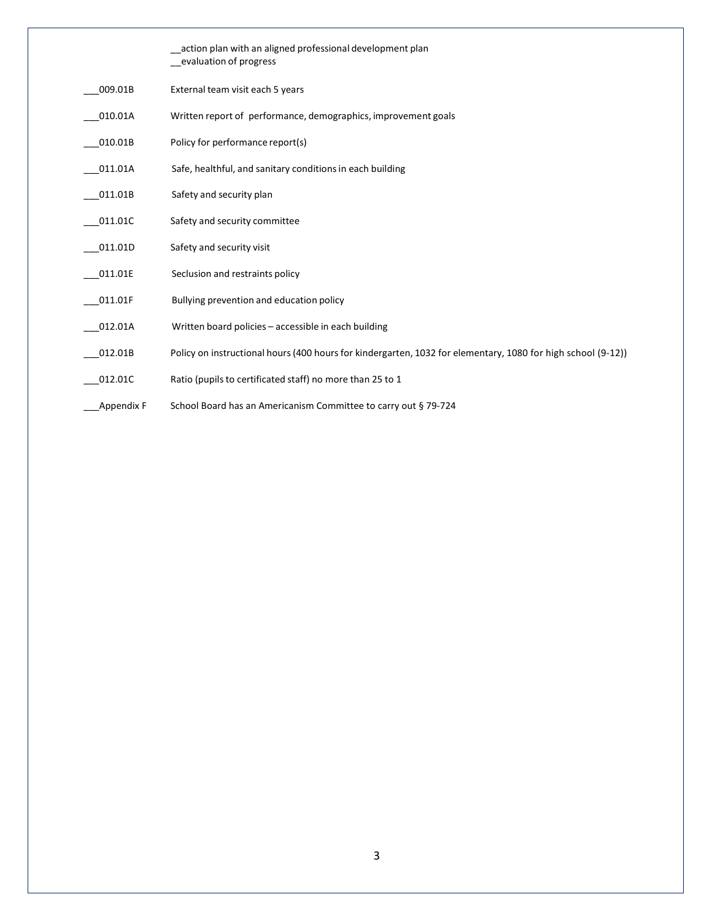__action plan with an aligned professional development plan
__evaluation of progress

___009.01B External team visit each 5 years

___010.01A Written report of performance, demographics, improvement goals

___010.01B Policy for performance report(s)

___011.01A Safe, healthful, and sanitary conditions in each building

___011.01B Safety and security plan

___011.01C Safety and security committee

___011.01D Safety and security visit

___011.01E Seclusion and restraints policy

___011.01F Bullying prevention and education policy

___012.01A Written board policies – accessible in each building

___012.01B Policy on instructional hours (400 hours for kindergarten, 1032 for elementary, 1080 for high school (9-12))

___012.01C Ratio (pupils to certificated staff) no more than 25 to 1

___Appendix F School Board has an Americanism Committee to carry out § 79-724